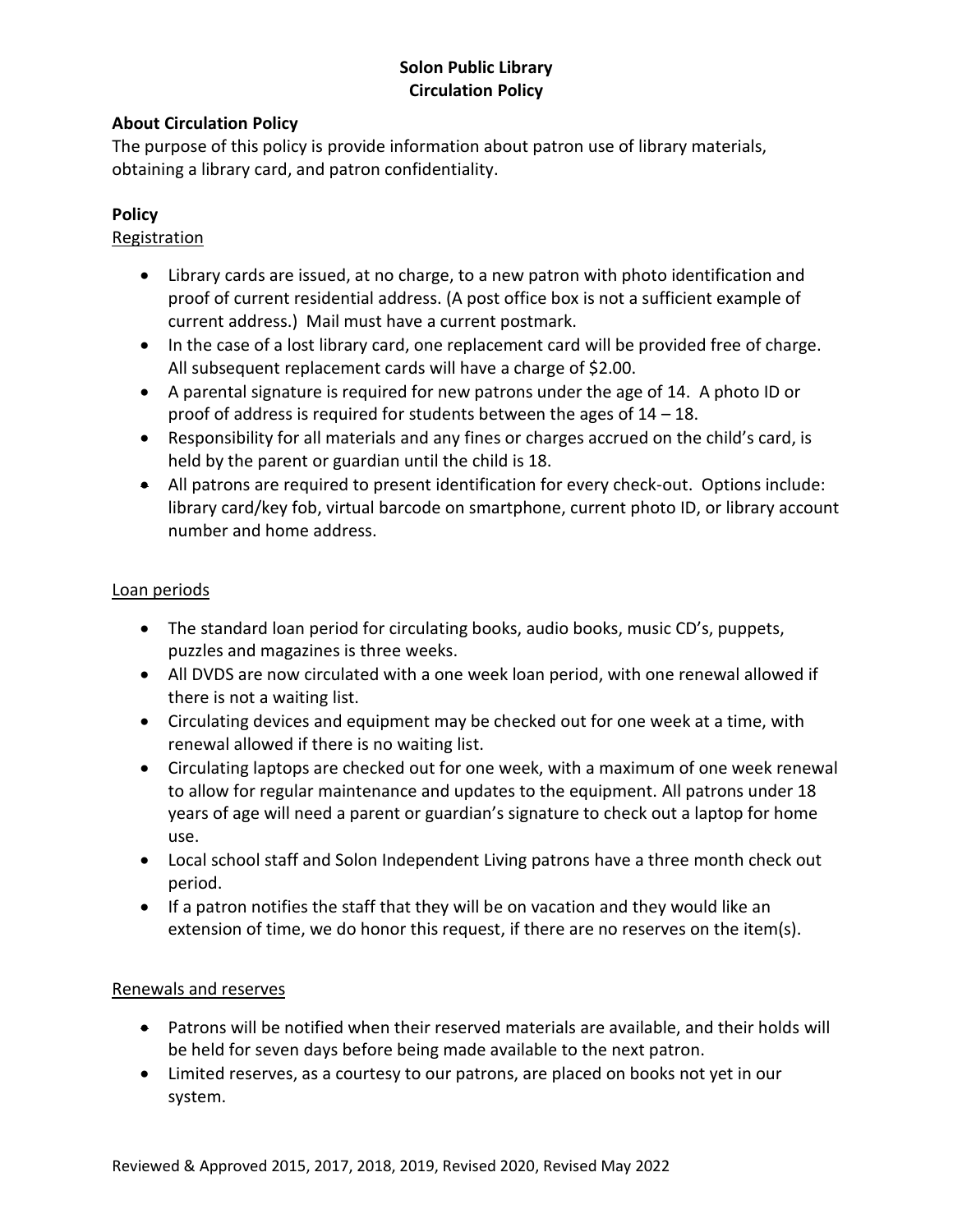# Solon Public Library
# Circulation Policy

## About Circulation Policy

The purpose of this policy is provide information about patron use of library materials, obtaining a library card, and patron confidentiality.

## Policy

### Registration

- Library cards are issued, at no charge, to a new patron with photo identification and proof of current residential address. (A post office box is not a sufficient example of current address.) Mail must have a current postmark.
- In the case of a lost library card, one replacement card will be provided free of charge. All subsequent replacement cards will have a charge of $2.00.
- A parental signature is required for new patrons under the age of 14. A photo ID or proof of address is required for students between the ages of 14 – 18.
- Responsibility for all materials and any fines or charges accrued on the child's card, is held by the parent or guardian until the child is 18.
- All patrons are required to present identification for every check-out. Options include: library card/key fob, virtual barcode on smartphone, current photo ID, or library account number and home address.

### Loan periods

- The standard loan period for circulating books, audio books, music CD's, puppets, puzzles and magazines is three weeks.
- All DVDS are now circulated with a one week loan period, with one renewal allowed if there is not a waiting list.
- Circulating devices and equipment may be checked out for one week at a time, with renewal allowed if there is no waiting list.
- Circulating laptops are checked out for one week, with a maximum of one week renewal to allow for regular maintenance and updates to the equipment. All patrons under 18 years of age will need a parent or guardian's signature to check out a laptop for home use.
- Local school staff and Solon Independent Living patrons have a three month check out period.
- If a patron notifies the staff that they will be on vacation and they would like an extension of time, we do honor this request, if there are no reserves on the item(s).

### Renewals and reserves

- Patrons will be notified when their reserved materials are available, and their holds will be held for seven days before being made available to the next patron.
- Limited reserves, as a courtesy to our patrons, are placed on books not yet in our system.

Reviewed & Approved 2015, 2017, 2018, 2019, Revised 2020, Revised May 2022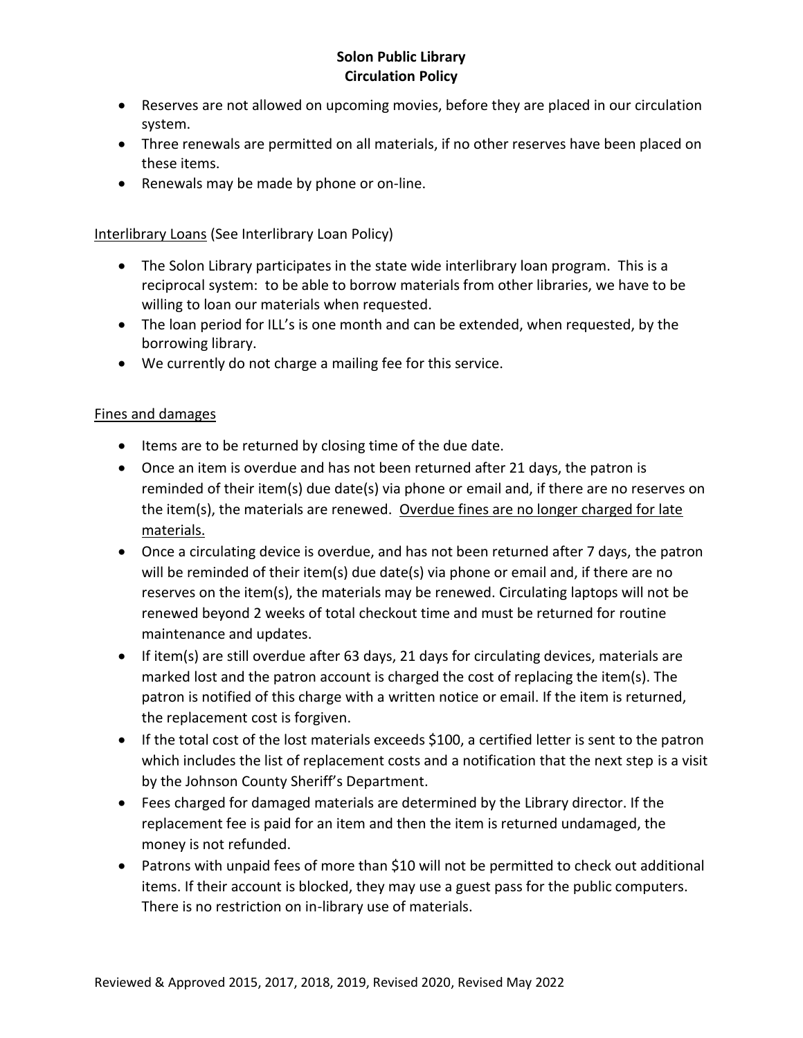- Reserves are not allowed on upcoming movies, before they are placed in our circulation system.
- Three renewals are permitted on all materials, if no other reserves have been placed on these items.
- Renewals may be made by phone or on-line.

<u>Interlibrary Loans</u> (See Interlibrary Loan Policy)

- The Solon Library participates in the state wide interlibrary loan program. This is a reciprocal system: to be able to borrow materials from other libraries, we have to be willing to loan our materials when requested.
- The loan period for ILL's is one month and can be extended, when requested, by the borrowing library.
- We currently do not charge a mailing fee for this service.

<u>Fines and damages</u>

- Items are to be returned by closing time of the due date.
- Once an item is overdue and has not been returned after 21 days, the patron is reminded of their item(s) due date(s) via phone or email and, if there are no reserves on the item(s), the materials are renewed. <u>Overdue fines are no longer charged for late materials.</u>
- Once a circulating device is overdue, and has not been returned after 7 days, the patron will be reminded of their item(s) due date(s) via phone or email and, if there are no reserves on the item(s), the materials may be renewed. Circulating laptops will not be renewed beyond 2 weeks of total checkout time and must be returned for routine maintenance and updates.
- If item(s) are still overdue after 63 days, 21 days for circulating devices, materials are marked lost and the patron account is charged the cost of replacing the item(s). The patron is notified of this charge with a written notice or email. If the item is returned, the replacement cost is forgiven.
- If the total cost of the lost materials exceeds $100, a certified letter is sent to the patron which includes the list of replacement costs and a notification that the next step is a visit by the Johnson County Sheriff's Department.
- Fees charged for damaged materials are determined by the Library director. If the replacement fee is paid for an item and then the item is returned undamaged, the money is not refunded.
- Patrons with unpaid fees of more than $10 will not be permitted to check out additional items. If their account is blocked, they may use a guest pass for the public computers. There is no restriction on in-library use of materials.

Reviewed & Approved 2015, 2017, 2018, 2019, Revised 2020, Revised May 2022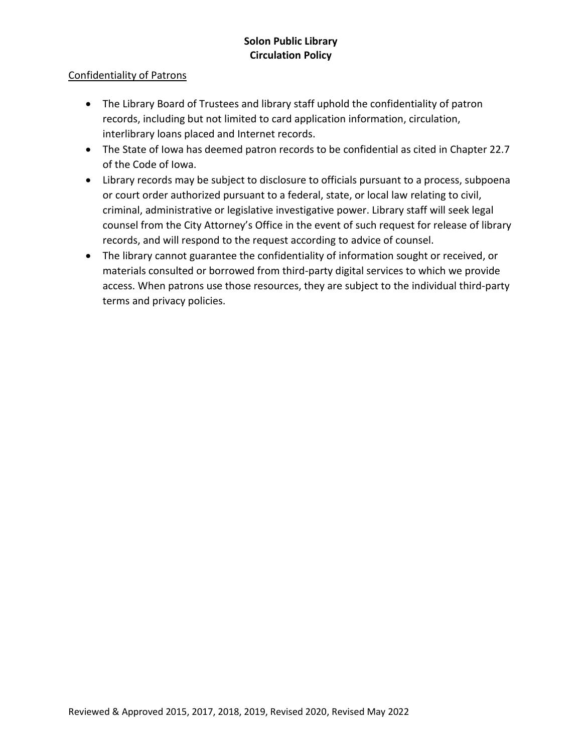**Solon Public Library**
**Circulation Policy**

Confidentiality of Patrons

- The Library Board of Trustees and library staff uphold the confidentiality of patron records, including but not limited to card application information, circulation, interlibrary loans placed and Internet records.
- The State of Iowa has deemed patron records to be confidential as cited in Chapter 22.7 of the Code of Iowa.
- Library records may be subject to disclosure to officials pursuant to a process, subpoena or court order authorized pursuant to a federal, state, or local law relating to civil, criminal, administrative or legislative investigative power. Library staff will seek legal counsel from the City Attorney's Office in the event of such request for release of library records, and will respond to the request according to advice of counsel.
- The library cannot guarantee the confidentiality of information sought or received, or materials consulted or borrowed from third-party digital services to which we provide access. When patrons use those resources, they are subject to the individual third-party terms and privacy policies.

Reviewed & Approved 2015, 2017, 2018, 2019, Revised 2020, Revised May 2022